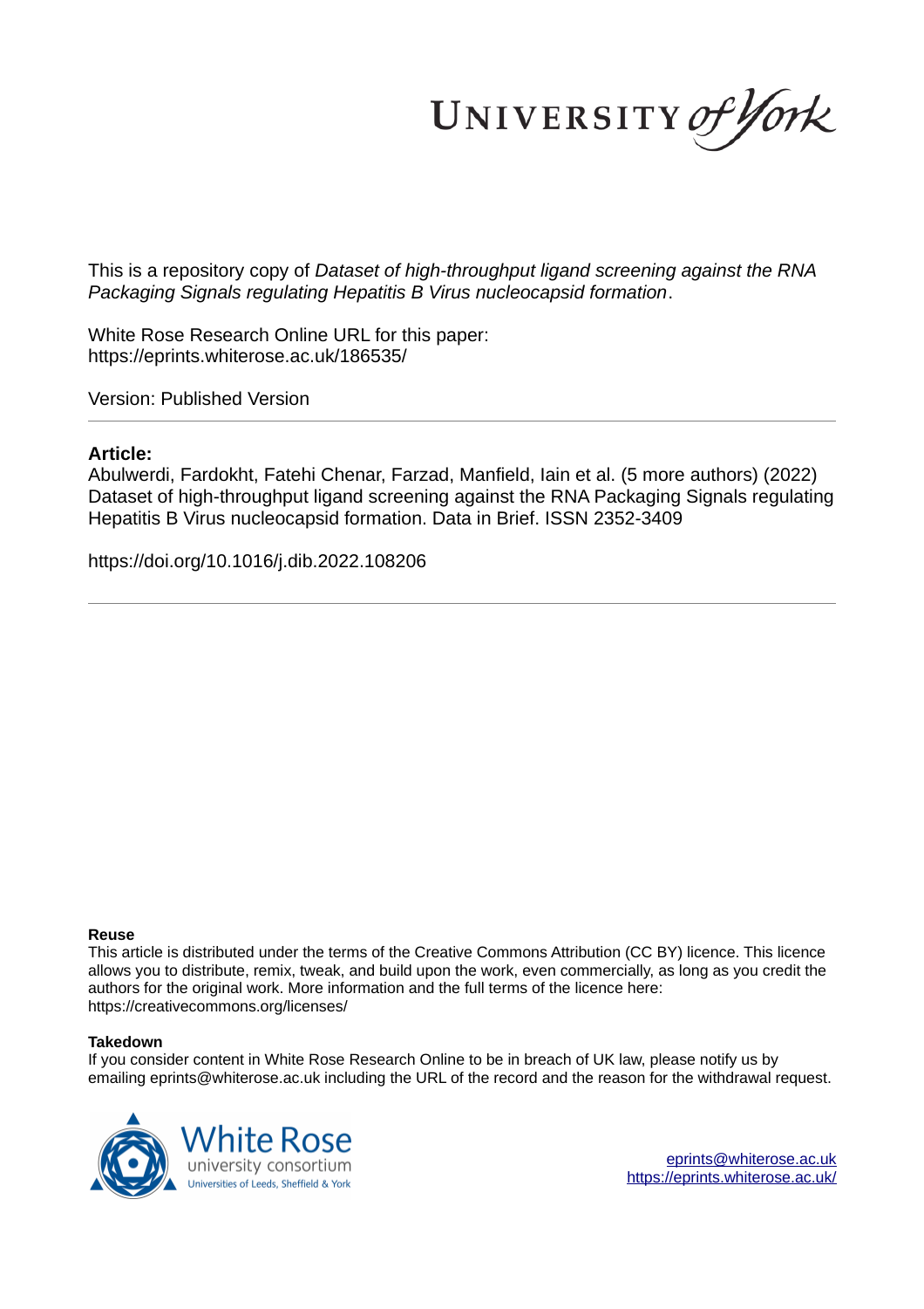UNIVERSITY of York

This is a repository copy of *Dataset of high-throughput ligand screening against the RNA Packaging Signals regulating Hepatitis B Virus nucleocapsid formation*.

White Rose Research Online URL for this paper:
https://eprints.whiterose.ac.uk/186535/

Version: Published Version

## Article:

Abulwerdi, Fardokht, Fatehi Chenar, Farzad, Manfield, Iain et al. (5 more authors) (2022) Dataset of high-throughput ligand screening against the RNA Packaging Signals regulating Hepatitis B Virus nucleocapsid formation. Data in Brief. ISSN 2352-3409

https://doi.org/10.1016/j.dib.2022.108206

**Reuse**

This article is distributed under the terms of the Creative Commons Attribution (CC BY) licence. This licence allows you to distribute, remix, tweak, and build upon the work, even commercially, as long as you credit the authors for the original work. More information and the full terms of the licence here: https://creativecommons.org/licenses/

**Takedown**

If you consider content in White Rose Research Online to be in breach of UK law, please notify us by emailing eprints@whiterose.ac.uk including the URL of the record and the reason for the withdrawal request.

White Rose university consortium
Universities of Leeds, Sheffield & York

eprints@whiterose.ac.uk
https://eprints.whiterose.ac.uk/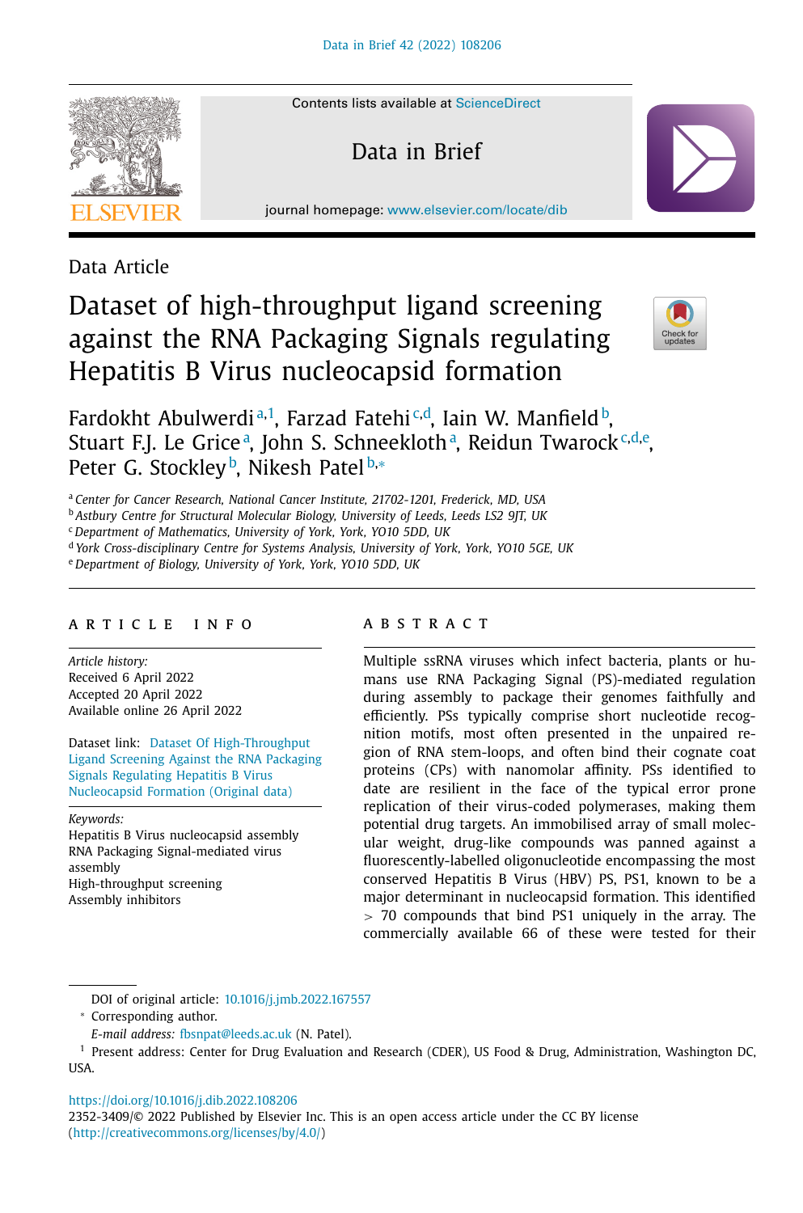Data Article

# Dataset of high-throughput ligand screening against the RNA Packaging Signals regulating Hepatitis B Virus nucleocapsid formation

Fardokht Abulwerdi[a,1], Farzad Fatehi[c,d], Iain W. Manfield[b], Stuart F.J. Le Grice[a], John S. Schneekloth[a], Reidun Twarock[c,d,e], Peter G. Stockley[b], Nikesh Patel[b,*]

[a] Center for Cancer Research, National Cancer Institute, 21702-1201, Frederick, MD, USA
[b] Astbury Centre for Structural Molecular Biology, University of Leeds, Leeds LS2 9JT, UK
[c] Department of Mathematics, University of York, York, YO10 5DD, UK
[d] York Cross-disciplinary Centre for Systems Analysis, University of York, York, YO10 5GE, UK
[e] Department of Biology, University of York, York, YO10 5DD, UK

## ARTICLE INFO

*Article history:*
Received 6 April 2022
Accepted 20 April 2022
Available online 26 April 2022

Dataset link: Dataset Of High-Throughput Ligand Screening Against the RNA Packaging Signals Regulating Hepatitis B Virus Nucleocapsid Formation (Original data)

*Keywords:*
Hepatitis B Virus nucleocapsid assembly
RNA Packaging Signal-mediated virus assembly
High-throughput screening
Assembly inhibitors

## ABSTRACT

Multiple ssRNA viruses which infect bacteria, plants or humans use RNA Packaging Signal (PS)-mediated regulation during assembly to package their genomes faithfully and efficiently. PSs typically comprise short nucleotide recognition motifs, most often presented in the unpaired region of RNA stem-loops, and often bind their cognate coat proteins (CPs) with nanomolar affinity. PSs identified to date are resilient in the face of the typical error prone replication of their virus-coded polymerases, making them potential drug targets. An immobilised array of small molecular weight, drug-like compounds was panned against a fluorescently-labelled oligonucleotide encompassing the most conserved Hepatitis B Virus (HBV) PS, PS1, known to be a major determinant in nucleocapsid formation. This identified > 70 compounds that bind PS1 uniquely in the array. The commercially available 66 of these were tested for their

DOI of original article: 10.1016/j.jmb.2022.167557

* Corresponding author.
*E-mail address:* fbsnpat@leeds.ac.uk (N. Patel).

[1] Present address: Center for Drug Evaluation and Research (CDER), US Food & Drug, Administration, Washington DC, USA.

https://doi.org/10.1016/j.dib.2022.108206
2352-3409/© 2022 Published by Elsevier Inc. This is an open access article under the CC BY license (http://creativecommons.org/licenses/by/4.0/)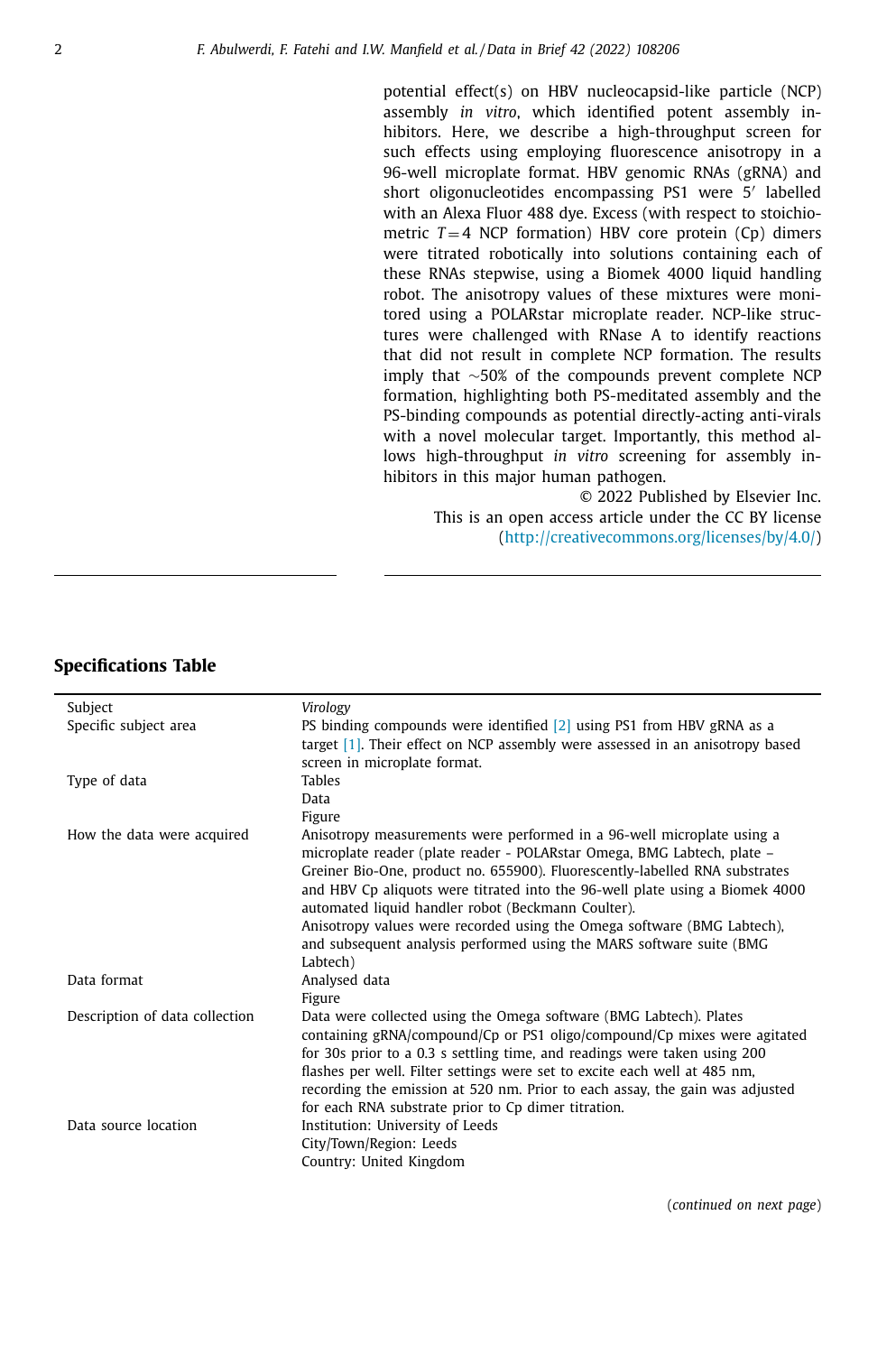potential effect(s) on HBV nucleocapsid-like particle (NCP) assembly *in vitro*, which identified potent assembly inhibitors. Here, we describe a high-throughput screen for such effects using employing fluorescence anisotropy in a 96-well microplate format. HBV genomic RNAs (gRNA) and short oligonucleotides encompassing PS1 were 5′ labelled with an Alexa Fluor 488 dye. Excess (with respect to stoichiometric $T = 4$ NCP formation) HBV core protein (Cp) dimers were titrated robotically into solutions containing each of these RNAs stepwise, using a Biomek 4000 liquid handling robot. The anisotropy values of these mixtures were monitored using a POLARstar microplate reader. NCP-like structures were challenged with RNase A to identify reactions that did not result in complete NCP formation. The results imply that ~50% of the compounds prevent complete NCP formation, highlighting both PS-meditated assembly and the PS-binding compounds as potential directly-acting anti-virals with a novel molecular target. Importantly, this method allows high-throughput *in vitro* screening for assembly inhibitors in this major human pathogen.

© 2022 Published by Elsevier Inc.
This is an open access article under the CC BY license (http://creativecommons.org/licenses/by/4.0/)

## Specifications Table

| | |
|---|---|
| Subject | *Virology* |
| Specific subject area | PS binding compounds were identified [2] using PS1 from HBV gRNA as a target [1]. Their effect on NCP assembly were assessed in an anisotropy based screen in microplate format. |
| Type of data | Tables<br>Data<br>Figure |
| How the data were acquired | Anisotropy measurements were performed in a 96-well microplate using a microplate reader (plate reader - POLARstar Omega, BMG Labtech, plate – Greiner Bio-One, product no. 655900). Fluorescently-labelled RNA substrates and HBV Cp aliquots were titrated into the 96-well plate using a Biomek 4000 automated liquid handler robot (Beckmann Coulter).<br>Anisotropy values were recorded using the Omega software (BMG Labtech), and subsequent analysis performed using the MARS software suite (BMG Labtech) |
| Data format | Analysed data<br>Figure |
| Description of data collection | Data were collected using the Omega software (BMG Labtech). Plates containing gRNA/compound/Cp or PS1 oligo/compound/Cp mixes were agitated for 30s prior to a 0.3 s settling time, and readings were taken using 200 flashes per well. Filter settings were set to excite each well at 485 nm, recording the emission at 520 nm. Prior to each assay, the gain was adjusted for each RNA substrate prior to Cp dimer titration. |
| Data source location | Institution: University of Leeds<br>City/Town/Region: Leeds<br>Country: United Kingdom |

(*continued on next page*)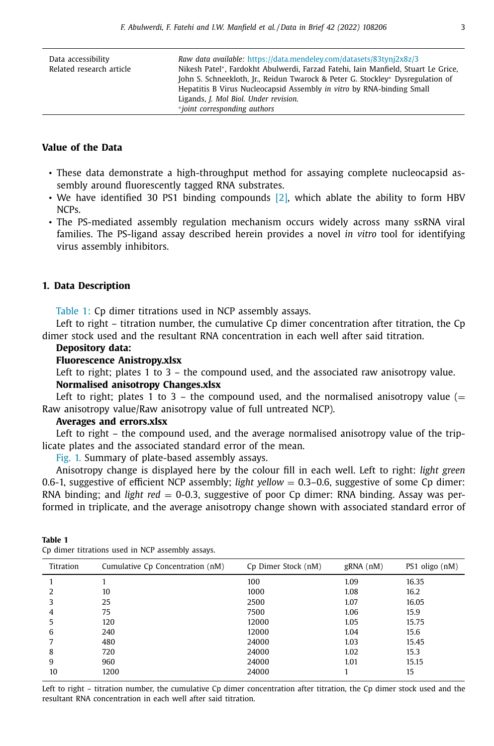| Data accessibility | *Raw data available:* https://data.mendeley.com/datasets/83tynj2x8z/3 |
|---|---|
| Related research article | Nikesh Patel*, Fardokht Abulwerdi, Farzad Fatehi, Iain Manfield, Stuart Le Grice, John S. Schneekloth, Jr., Reidun Twarock & Peter G. Stockley* Dysregulation of Hepatitis B Virus Nucleocapsid Assembly *in vitro* by RNA-binding Small Ligands, *J. Mol Biol. Under revision.* *\*joint corresponding authors* |

## Value of the Data

- These data demonstrate a high-throughput method for assaying complete nucleocapsid assembly around fluorescently tagged RNA substrates.
- We have identified 30 PS1 binding compounds [2], which ablate the ability to form HBV NCPs.
- The PS-mediated assembly regulation mechanism occurs widely across many ssRNA viral families. The PS-ligand assay described herein provides a novel *in vitro* tool for identifying virus assembly inhibitors.

## 1. Data Description

Table 1: Cp dimer titrations used in NCP assembly assays.

Left to right – titration number, the cumulative Cp dimer concentration after titration, the Cp dimer stock used and the resultant RNA concentration in each well after said titration.

**Depository data:**

**Fluorescence Anistropy.xlsx**

Left to right; plates 1 to 3 – the compound used, and the associated raw anisotropy value.

**Normalised anisotropy Changes.xlsx**

Left to right; plates 1 to 3 – the compound used, and the normalised anisotropy value (= Raw anisotropy value/Raw anisotropy value of full untreated NCP).

**Averages and errors.xlsx**

Left to right – the compound used, and the average normalised anisotropy value of the triplicate plates and the associated standard error of the mean.

Fig. 1. Summary of plate-based assembly assays.

Anisotropy change is displayed here by the colour fill in each well. Left to right: *light green* 0.6-1, suggestive of efficient NCP assembly; *light yellow* = 0.3–0.6, suggestive of some Cp dimer: RNA binding; and *light red* = 0-0.3, suggestive of poor Cp dimer: RNA binding. Assay was performed in triplicate, and the average anisotropy change shown with associated standard error of

**Table 1**
Cp dimer titrations used in NCP assembly assays.

| Titration | Cumulative Cp Concentration (nM) | Cp Dimer Stock (nM) | gRNA (nM) | PS1 oligo (nM) |
|---|---|---|---|---|
| 1 | 1 | 100 | 1.09 | 16.35 |
| 2 | 10 | 1000 | 1.08 | 16.2 |
| 3 | 25 | 2500 | 1.07 | 16.05 |
| 4 | 75 | 7500 | 1.06 | 15.9 |
| 5 | 120 | 12000 | 1.05 | 15.75 |
| 6 | 240 | 12000 | 1.04 | 15.6 |
| 7 | 480 | 24000 | 1.03 | 15.45 |
| 8 | 720 | 24000 | 1.02 | 15.3 |
| 9 | 960 | 24000 | 1.01 | 15.15 |
| 10 | 1200 | 24000 | 1 | 15 |

Left to right – titration number, the cumulative Cp dimer concentration after titration, the Cp dimer stock used and the resultant RNA concentration in each well after said titration.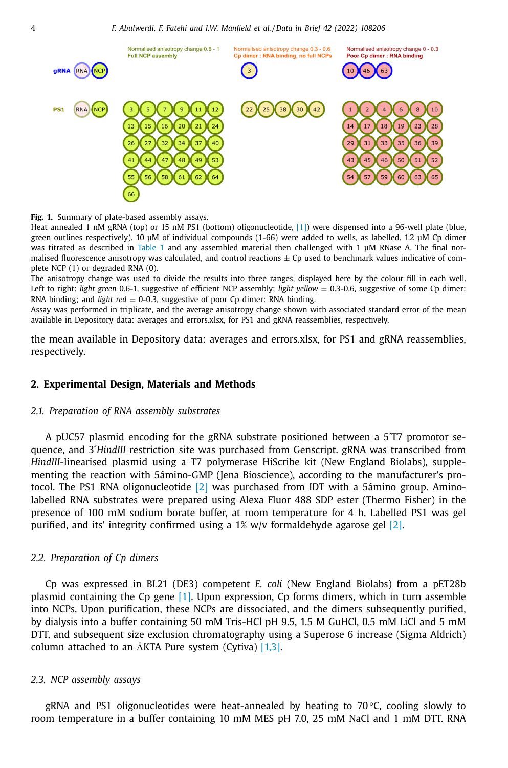**Fig. 1.** Summary of plate-based assembly assays.

Heat annealed 1 nM gRNA (top) or 15 nM PS1 (bottom) oligonucleotide, [1]) were dispensed into a 96-well plate (blue, green outlines respectively). 10 μM of individual compounds (1-66) were added to wells, as labelled. 1.2 μM Cp dimer was titrated as described in Table 1 and any assembled material then challenged with 1 μM RNase A. The final normalised fluorescence anisotropy was calculated, and control reactions ± Cp used to benchmark values indicative of complete NCP (1) or degraded RNA (0).

The anisotropy change was used to divide the results into three ranges, displayed here by the colour fill in each well. Left to right: *light green* 0.6-1, suggestive of efficient NCP assembly; *light yellow* = 0.3-0.6, suggestive of some Cp dimer: RNA binding; and *light red* = 0-0.3, suggestive of poor Cp dimer: RNA binding.

Assay was performed in triplicate, and the average anisotropy change shown with associated standard error of the mean available in Depository data: averages and errors.xlsx, for PS1 and gRNA reassemblies, respectively.

the mean available in Depository data: averages and errors.xlsx, for PS1 and gRNA reassemblies, respectively.

## 2. Experimental Design, Materials and Methods

### 2.1. Preparation of RNA assembly substrates

A pUC57 plasmid encoding for the gRNA substrate positioned between a 5´T7 promotor sequence, and 3´*HindIII* restriction site was purchased from Genscript. gRNA was transcribed from *HindIII*-linearised plasmid using a T7 polymerase HiScribe kit (New England Biolabs), supplementing the reaction with 5ámino-GMP (Jena Bioscience), according to the manufacturer's protocol. The PS1 RNA oligonucleotide [2] was purchased from IDT with a 5ámino group. Amino-labelled RNA substrates were prepared using Alexa Fluor 488 SDP ester (Thermo Fisher) in the presence of 100 mM sodium borate buffer, at room temperature for 4 h. Labelled PS1 was gel purified, and its' integrity confirmed using a 1% w/v formaldehyde agarose gel [2].

### 2.2. Preparation of Cp dimers

Cp was expressed in BL21 (DE3) competent *E. coli* (New England Biolabs) from a pET28b plasmid containing the Cp gene [1]. Upon expression, Cp forms dimers, which in turn assemble into NCPs. Upon purification, these NCPs are dissociated, and the dimers subsequently purified, by dialysis into a buffer containing 50 mM Tris-HCl pH 9.5, 1.5 M GuHCl, 0.5 mM LiCl and 5 mM DTT, and subsequent size exclusion chromatography using a Superose 6 increase (Sigma Aldrich) column attached to an ÄKTA Pure system (Cytiva) [1,3].

### 2.3. NCP assembly assays

gRNA and PS1 oligonucleotides were heat-annealed by heating to 70 °C, cooling slowly to room temperature in a buffer containing 10 mM MES pH 7.0, 25 mM NaCl and 1 mM DTT. RNA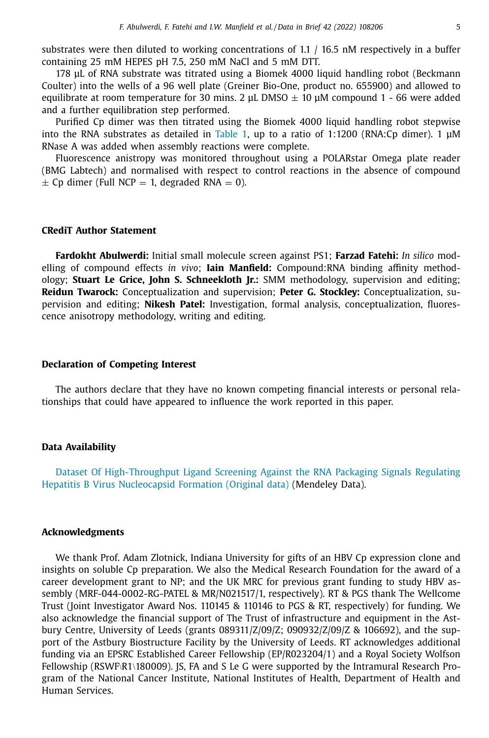substrates were then diluted to working concentrations of 1.1 / 16.5 nM respectively in a buffer containing 25 mM HEPES pH 7.5, 250 mM NaCl and 5 mM DTT.

178 µL of RNA substrate was titrated using a Biomek 4000 liquid handling robot (Beckmann Coulter) into the wells of a 96 well plate (Greiner Bio-One, product no. 655900) and allowed to equilibrate at room temperature for 30 mins. 2 µL DMSO ± 10 µM compound 1 - 66 were added and a further equilibration step performed.

Purified Cp dimer was then titrated using the Biomek 4000 liquid handling robot stepwise into the RNA substrates as detailed in Table 1, up to a ratio of 1:1200 (RNA:Cp dimer). 1 µM RNase A was added when assembly reactions were complete.

Fluorescence anistropy was monitored throughout using a POLARstar Omega plate reader (BMG Labtech) and normalised with respect to control reactions in the absence of compound ± Cp dimer (Full NCP = 1, degraded RNA = 0).

## CRediT Author Statement

**Fardokht Abulwerdi:** Initial small molecule screen against PS1; **Farzad Fatehi:** *In silico* modelling of compound effects *in vivo*; **Iain Manfield:** Compound:RNA binding affinity methodology; **Stuart Le Grice, John S. Schneekloth Jr.:** SMM methodology, supervision and editing; **Reidun Twarock:** Conceptualization and supervision; **Peter G. Stockley:** Conceptualization, supervision and editing; **Nikesh Patel:** Investigation, formal analysis, conceptualization, fluorescence anisotropy methodology, writing and editing.

## Declaration of Competing Interest

The authors declare that they have no known competing financial interests or personal relationships that could have appeared to influence the work reported in this paper.

## Data Availability

Dataset Of High-Throughput Ligand Screening Against the RNA Packaging Signals Regulating Hepatitis B Virus Nucleocapsid Formation (Original data) (Mendeley Data).

## Acknowledgments

We thank Prof. Adam Zlotnick, Indiana University for gifts of an HBV Cp expression clone and insights on soluble Cp preparation. We also the Medical Research Foundation for the award of a career development grant to NP; and the UK MRC for previous grant funding to study HBV assembly (MRF-044-0002-RG-PATEL & MR/N021517/1, respectively). RT & PGS thank The Wellcome Trust (Joint Investigator Award Nos. 110145 & 110146 to PGS & RT, respectively) for funding. We also acknowledge the financial support of The Trust of infrastructure and equipment in the Astbury Centre, University of Leeds (grants 089311/Z/09/Z; 090932/Z/09/Z & 106692), and the support of the Astbury Biostructure Facility by the University of Leeds. RT acknowledges additional funding via an EPSRC Established Career Fellowship (EP/R023204/1) and a Royal Society Wolfson Fellowship (RSWF\R1\180009). JS, FA and S Le G were supported by the Intramural Research Program of the National Cancer Institute, National Institutes of Health, Department of Health and Human Services.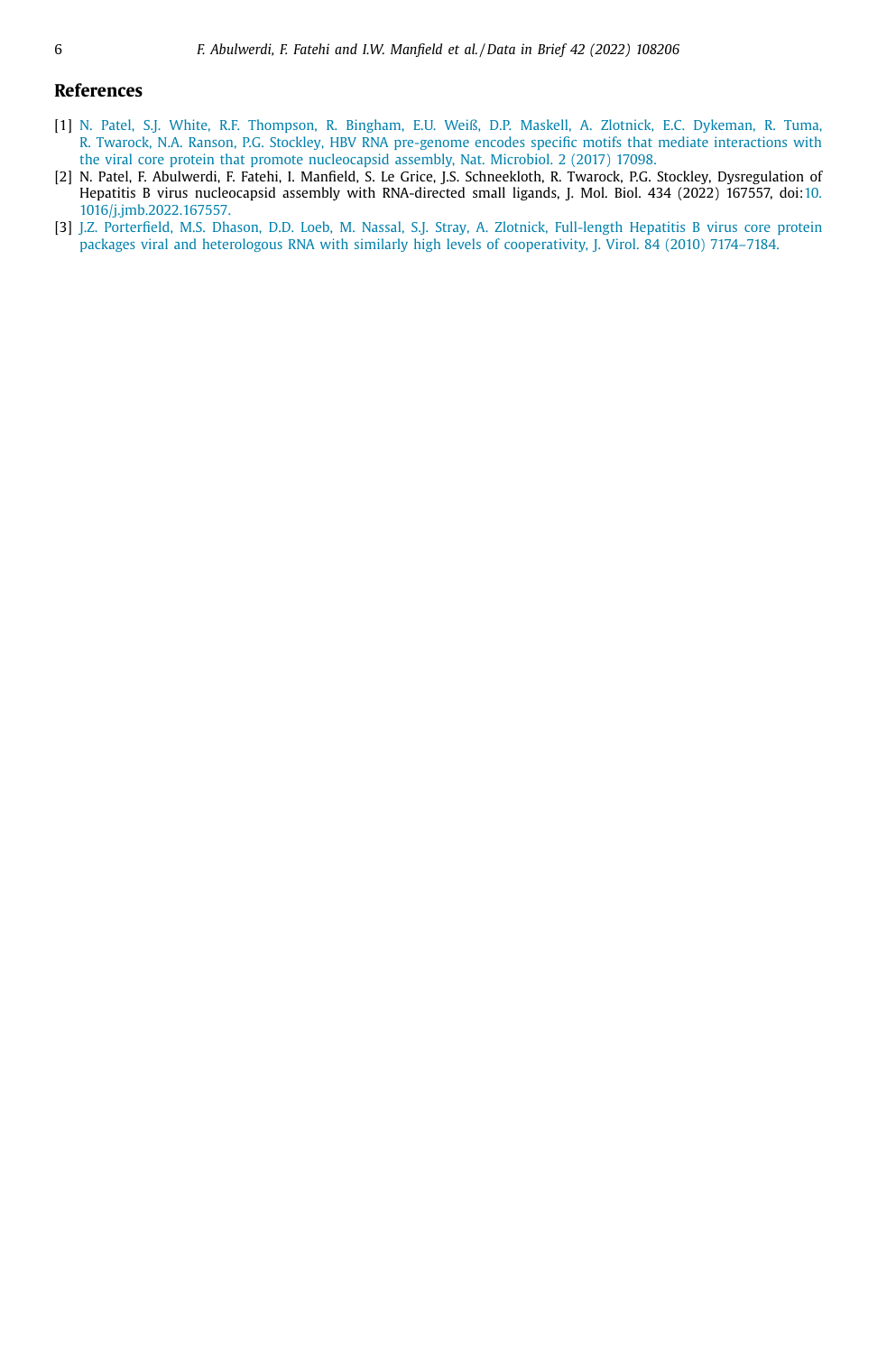## References

[1] N. Patel, S.J. White, R.F. Thompson, R. Bingham, E.U. Weiß, D.P. Maskell, A. Zlotnick, E.C. Dykeman, R. Tuma, R. Twarock, N.A. Ranson, P.G. Stockley, HBV RNA pre-genome encodes specific motifs that mediate interactions with the viral core protein that promote nucleocapsid assembly, Nat. Microbiol. 2 (2017) 17098.

[2] N. Patel, F. Abulwerdi, F. Fatehi, I. Manfield, S. Le Grice, J.S. Schneekloth, R. Twarock, P.G. Stockley, Dysregulation of Hepatitis B virus nucleocapsid assembly with RNA-directed small ligands, J. Mol. Biol. 434 (2022) 167557, doi:10.1016/j.jmb.2022.167557.

[3] J.Z. Porterfield, M.S. Dhason, D.D. Loeb, M. Nassal, S.J. Stray, A. Zlotnick, Full-length Hepatitis B virus core protein packages viral and heterologous RNA with similarly high levels of cooperativity, J. Virol. 84 (2010) 7174–7184.